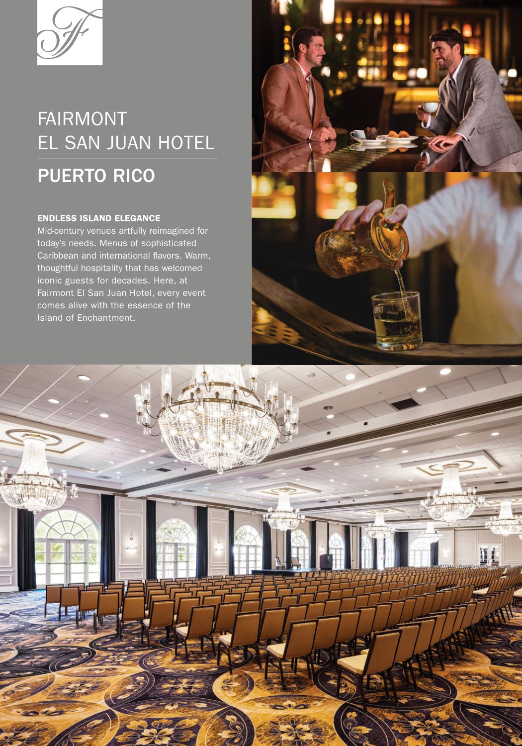# FAIRMONT EL SAN JUAN HOTEL

## PUERTO RICO

**ENDLESS ISLAND ELEGANCE**

Mid-century venues artfully reimagined for today's needs. Menus of sophisticated Caribbean and international flavors. Warm, thoughtful hospitality that has welcomed iconic guests for decades. Here, at Fairmont El San Juan Hotel, every event comes alive with the essence of the Island of Enchantment.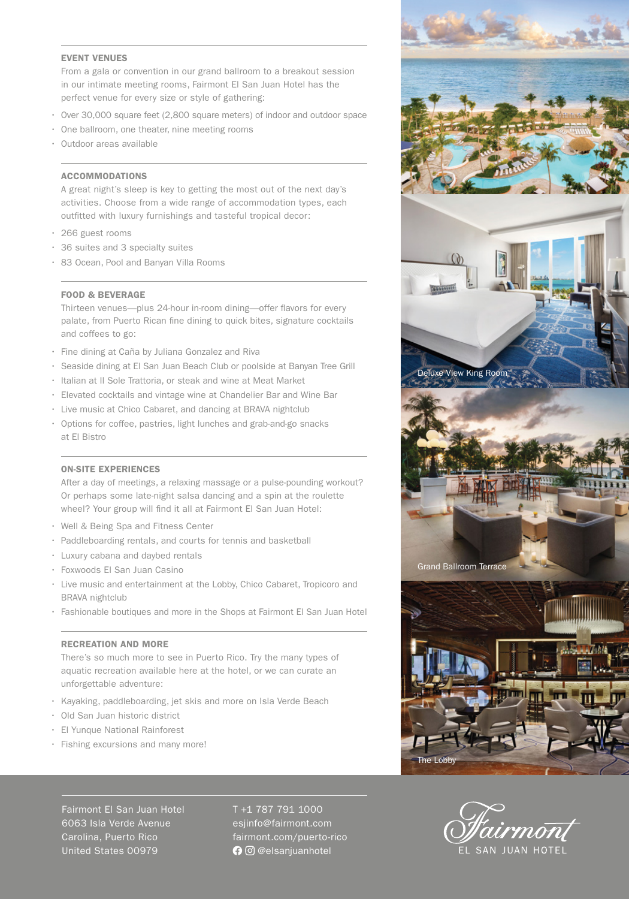## EVENT VENUES

From a gala or convention in our grand ballroom to a breakout session in our intimate meeting rooms, Fairmont El San Juan Hotel has the perfect venue for every size or style of gathering:

- Over 30,000 square feet (2,800 square meters) of indoor and outdoor space
- One ballroom, one theater, nine meeting rooms
- Outdoor areas available

## ACCOMMODATIONS

A great night's sleep is key to getting the most out of the next day's activities. Choose from a wide range of accommodation types, each outfitted with luxury furnishings and tasteful tropical decor:

- 266 guest rooms
- 36 suites and 3 specialty suites
- 83 Ocean, Pool and Banyan Villa Rooms

## FOOD & BEVERAGE

Thirteen venues—plus 24-hour in-room dining—offer flavors for every palate, from Puerto Rican fine dining to quick bites, signature cocktails and coffees to go:

- Fine dining at Caña by Juliana Gonzalez and Riva
- Seaside dining at El San Juan Beach Club or poolside at Banyan Tree Grill
- Italian at Il Sole Trattoria, or steak and wine at Meat Market
- Elevated cocktails and vintage wine at Chandelier Bar and Wine Bar
- Live music at Chico Cabaret, and dancing at BRAVA nightclub
- Options for coffee, pastries, light lunches and grab-and-go snacks at El Bistro

## ON-SITE EXPERIENCES

After a day of meetings, a relaxing massage or a pulse-pounding workout? Or perhaps some late-night salsa dancing and a spin at the roulette wheel? Your group will find it all at Fairmont El San Juan Hotel:

- Well & Being Spa and Fitness Center
- Paddleboarding rentals, and courts for tennis and basketball
- Luxury cabana and daybed rentals
- Foxwoods El San Juan Casino
- Live music and entertainment at the Lobby, Chico Cabaret, Tropicoro and BRAVA nightclub
- Fashionable boutiques and more in the Shops at Fairmont El San Juan Hotel

## RECREATION AND MORE

There's so much more to see in Puerto Rico. Try the many types of aquatic recreation available here at the hotel, or we can curate an unforgettable adventure:

- Kayaking, paddleboarding, jet skis and more on Isla Verde Beach
- Old San Juan historic district
- El Yunque National Rainforest
- Fishing excursions and many more!

Deluxe View King Room

Grand Ballroom Terrace

The Lobby

Fairmont El San Juan Hotel
6063 Isla Verde Avenue
Carolina, Puerto Rico
United States 00979

T +1 787 791 1000
esjinfo@fairmont.com
fairmont.com/puerto-rico
@elsanjuanhotel

Fairmont
EL SAN JUAN HOTEL